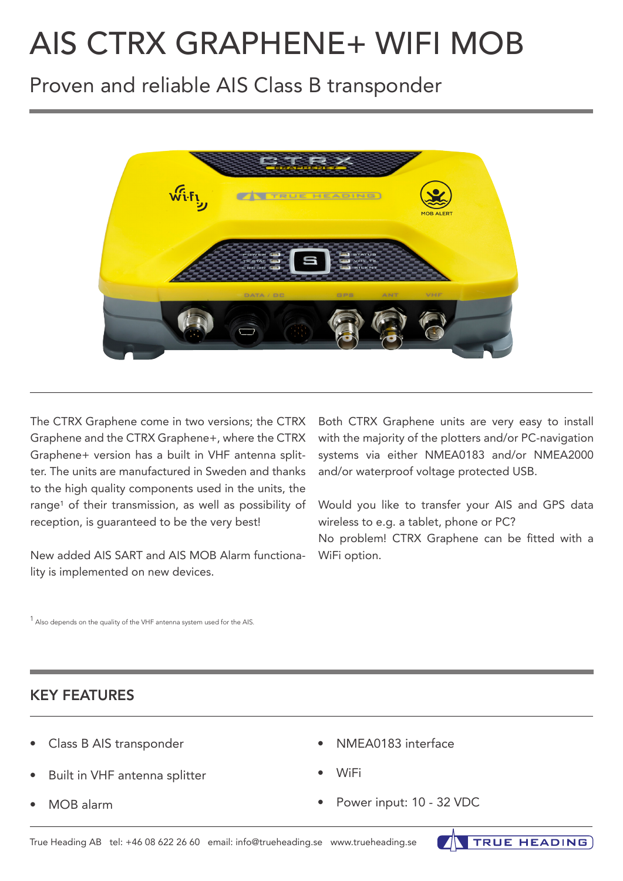# AIS CTRX GRAPHENE+ WIFI MOB

## Proven and reliable AIS Class B transponder

The CTRX Graphene come in two versions; the CTRX Graphene and the CTRX Graphene+, where the CTRX Graphene+ version has a built in VHF antenna splitter. The units are manufactured in Sweden and thanks to the high quality components used in the units, the range[1] of their transmission, as well as possibility of reception, is guaranteed to be the very best!

New added AIS SART and AIS MOB Alarm functionality is implemented on new devices.

Both CTRX Graphene units are very easy to install with the majority of the plotters and/or PC-navigation systems via either NMEA0183 and/or NMEA2000 and/or waterproof voltage protected USB.

Would you like to transfer your AIS and GPS data wireless to e.g. a tablet, phone or PC?
No problem! CTRX Graphene can be fitted with a WiFi option.

[1] Also depends on the quality of the VHF antenna system used for the AIS.

## KEY FEATURES

- Class B AIS transponder
- Built in VHF antenna splitter
- MOB alarm
- NMEA0183 interface
- WiFi
- Power input: 10 - 32 VDC

True Heading AB tel: +46 08 622 26 60 email: info@trueheading.se www.trueheading.se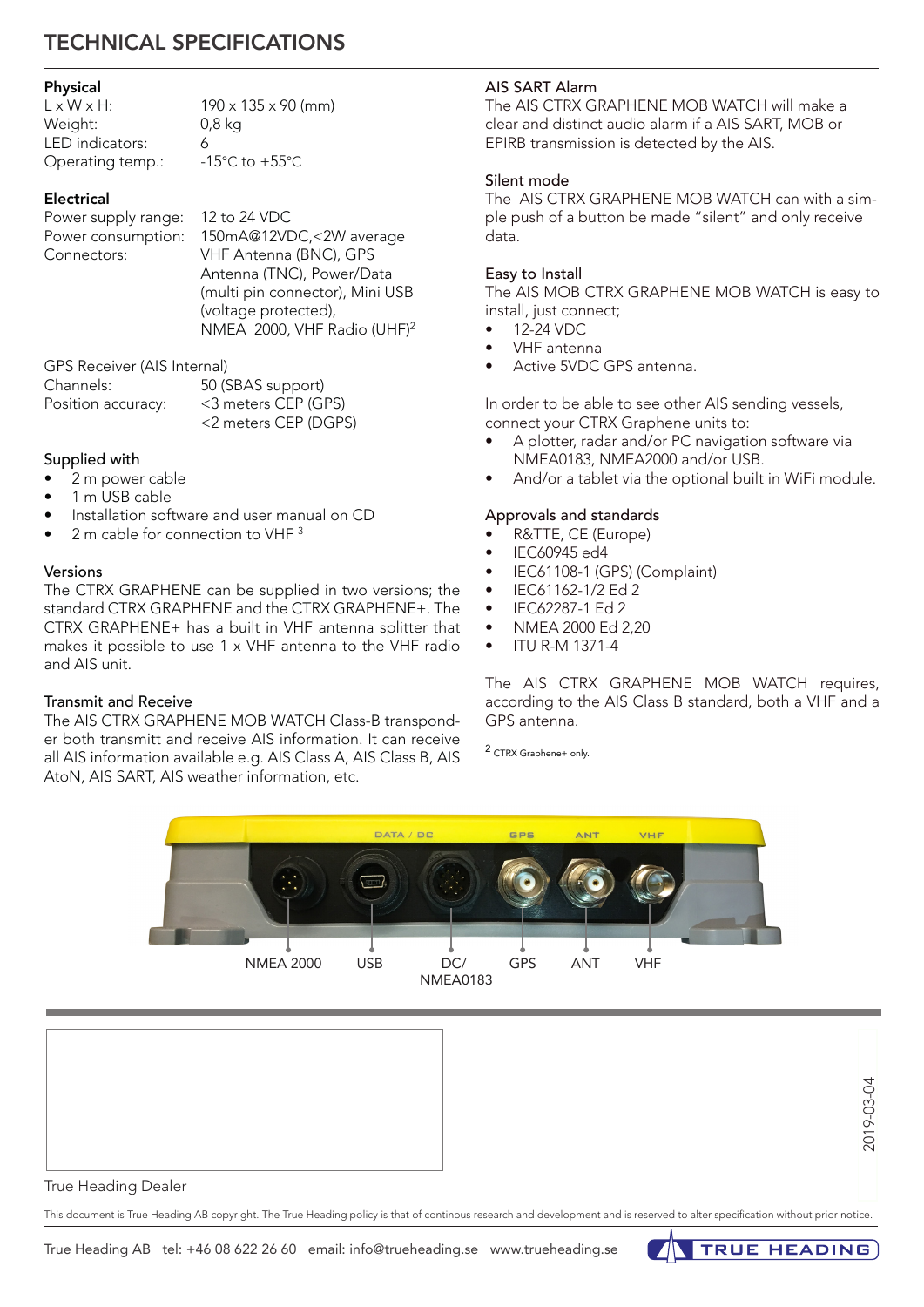# TECHNICAL SPECIFICATIONS

## Physical

| | |
|---|---|
| L x W x H: | 190 x 135 x 90 (mm) |
| Weight: | 0,8 kg |
| LED indicators: | 6 |
| Operating temp.: | -15°C to +55°C |

## Electrical

| | |
|---|---|
| Power supply range: | 12 to 24 VDC |
| Power consumption: | 150mA@12VDC,<2W average |
| Connectors: | VHF Antenna (BNC), GPS Antenna (TNC), Power/Data (multi pin connector), Mini USB (voltage protected), NMEA 2000, VHF Radio (UHF)[2] |

GPS Receiver (AIS Internal)

| | |
|---|---|
| Channels: | 50 (SBAS support) |
| Position accuracy: | <3 meters CEP (GPS)<br><2 meters CEP (DGPS) |

## Supplied with

- 2 m power cable
- 1 m USB cable
- Installation software and user manual on CD
- 2 m cable for connection to VHF [3]

## Versions

The CTRX GRAPHENE can be supplied in two versions; the standard CTRX GRAPHENE and the CTRX GRAPHENE+. The CTRX GRAPHENE+ has a built in VHF antenna splitter that makes it possible to use 1 x VHF antenna to the VHF radio and AIS unit.

## Transmit and Receive

The AIS CTRX GRAPHENE MOB WATCH Class-B transponder both transmitt and receive AIS information. It can receive all AIS information available e.g. AIS Class A, AIS Class B, AIS AtoN, AIS SART, AIS weather information, etc.

## AIS SART Alarm

The AIS CTRX GRAPHENE MOB WATCH will make a clear and distinct audio alarm if a AIS SART, MOB or EPIRB transmission is detected by the AIS.

## Silent mode

The AIS CTRX GRAPHENE MOB WATCH can with a simple push of a button be made "silent" and only receive data.

## Easy to Install

The AIS MOB CTRX GRAPHENE MOB WATCH is easy to install, just connect;

- 12-24 VDC
- VHF antenna
- Active 5VDC GPS antenna.

In order to be able to see other AIS sending vessels, connect your CTRX Graphene units to:

- A plotter, radar and/or PC navigation software via NMEA0183, NMEA2000 and/or USB.
- And/or a tablet via the optional built in WiFi module.

## Approvals and standards

- R&TTE, CE (Europe)
- IEC60945 ed4
- IEC61108-1 (GPS) (Complaint)
- IEC61162-1/2 Ed 2
- IEC62287-1 Ed 2
- NMEA 2000 Ed 2,20
- ITU R-M 1371-4

The AIS CTRX GRAPHENE MOB WATCH requires, according to the AIS Class B standard, both a VHF and a GPS antenna.

[2] CTRX Graphene+ only.

DATA / DC GPS ANT VHF

NMEA 2000 USB DC/NMEA0183 GPS ANT VHF

True Heading Dealer

2019-03-04

This document is True Heading AB copyright. The True Heading policy is that of continous research and development and is reserved to alter specification without prior notice.

True Heading AB tel: +46 08 622 26 60 email: info@trueheading.se www.trueheading.se

TRUE HEADING